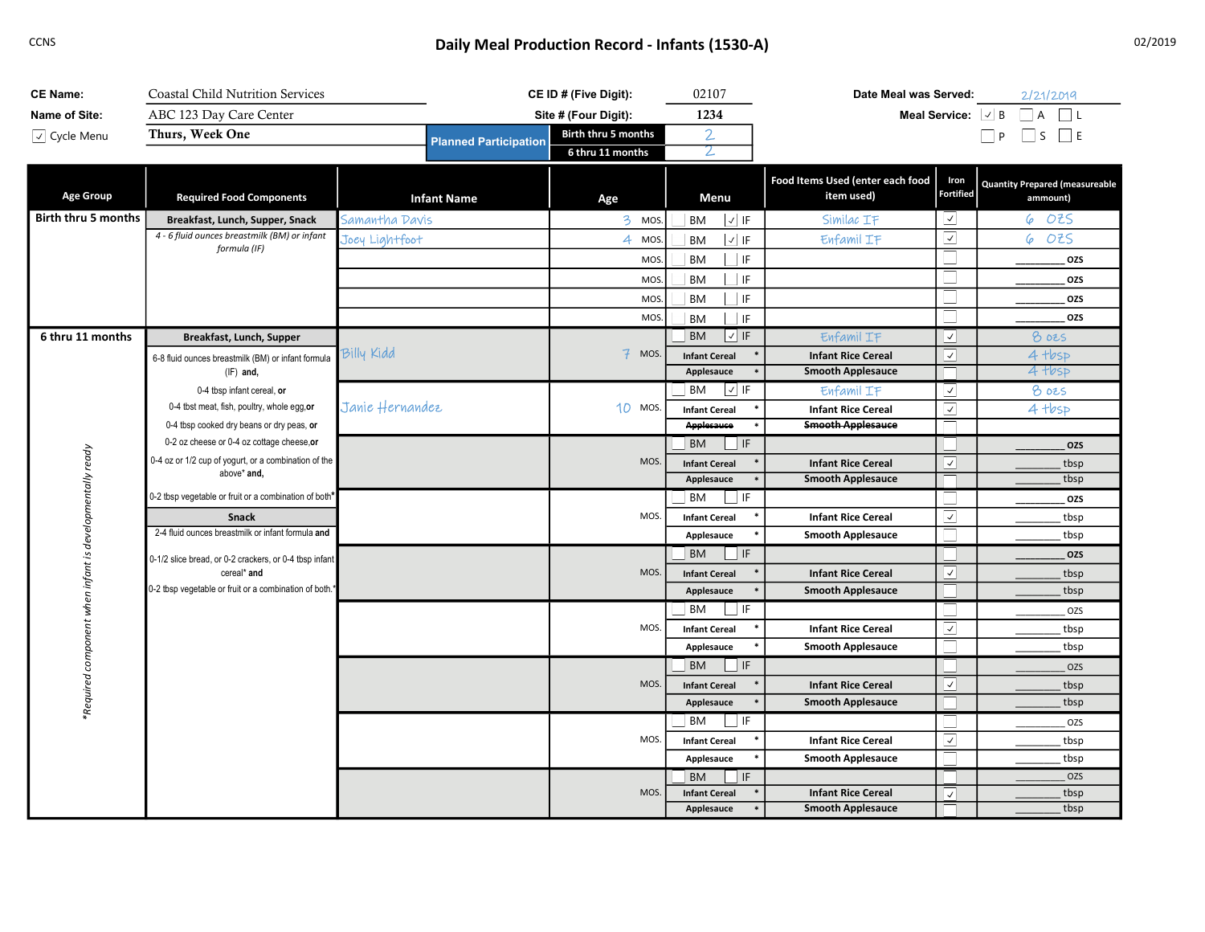CCNS

# Daily Meal Production Record - Infants (1530-A)

02/2019

| | | | |
|---|---|---|---|
| **CE Name:** | Coastal Child Nutrition Services | **CE ID # (Five Digit):** | 02107 |
| **Name of Site:** | ABC 123 Day Care Center | **Site # (Four Digit):** | 1234 |
| ☑ Cycle Menu | Thurs, Week One | | |

**Date Meal was Served:** 2/21/2019

**Meal Service:** ☑ B ☐ A ☐ L ☐ P ☐ S ☐ E

| Planned Participation | |
|---|---|
| Birth thru 5 months | 2 |
| 6 thru 11 months | 2 |

| Age Group | Required Food Components | Infant Name | Age | Menu | Food Items Used (enter each food item used) | Iron Fortified | Quantity Prepared (measureable ammount) |
|---|---|---|---|---|---|---|---|
| Birth thru 5 months | **Breakfast, Lunch, Supper, Snack** | Samantha Davis | 3 MOS. | ☐ BM ☑ IF | Similac IF | ☑ | 6 OZS |
| | *4 - 6 fluid ounces breastmilk (BM) or infant formula (IF)* | Joey Lightfoot | 4 MOS. | ☐ BM ☑ IF | Enfamil IF | ☑ | 6 OZS |
| | | | MOS. | ☐ BM ☐ IF | | ☐ | _______ OZS |
| | | | MOS. | ☐ BM ☐ IF | | ☐ | _______ OZS |
| | | | MOS. | ☐ BM ☐ IF | | ☐ | _______ OZS |
| | | | MOS. | ☐ BM ☐ IF | | ☐ | _______ OZS |
| 6 thru 11 months | **Breakfast, Lunch, Supper** | Billy Kidd | 7 MOS. | ☐ BM ☑ IF | Enfamil IF | ☑ | 8 ozs |
| | 6-8 fluid ounces breastmilk (BM) or infant formula (IF) **and,** | | | Infant Cereal * | Infant Rice Cereal | ☑ | 4 tbsp |
| | 0-4 tbsp infant cereal, **or** | | | Applesauce * | Smooth Applesauce | ☐ | 4 tbsp |
| | 0-4 tbst meat, fish, poultry, whole egg,**or** | Janie Hernandez | 10 MOS. | ☐ BM ☑ IF | Enfamil IF | ☑ | 8 ozs |
| | 0-4 tbsp cooked dry beans or dry peas, **or** | | | Infant Cereal * | Infant Rice Cereal | ☑ | 4 tbsp |
| | 0-2 oz cheese or 0-4 oz cottage cheese,**or** | | | ~~Applesauce~~ * | ~~Smooth Applesauce~~ | ☐ | |
| | 0-4 oz or 1/2 cup of yogurt, or a combination of the above* **and,** | | MOS. | ☐ BM ☐ IF | | ☐ | _______ OZS |
| | 0-2 tbsp vegetable or fruit or a combination of both* | | | Infant Cereal * | Infant Rice Cereal | ☑ | _______ tbsp |
| | **Snack** | | | Applesauce * | Smooth Applesauce | ☐ | _______ tbsp |
| | 2-4 fluid ounces breastmilk or infant formula **and** | | MOS. | ☐ BM ☐ IF | | ☐ | _______ OZS |
| | 0-1/2 slice bread, or 0-2 crackers, or 0-4 tbsp infant cereal* **and** | | | Infant Cereal * | Infant Rice Cereal | ☑ | _______ tbsp |
| | 0-2 tbsp vegetable or fruit or a combination of both.* | | | Applesauce * | Smooth Applesauce | ☐ | _______ tbsp |
| | | | MOS. | ☐ BM ☐ IF | | ☐ | _______ OZS |
| | | | | Infant Cereal * | Infant Rice Cereal | ☑ | _______ tbsp |
| | | | | Applesauce * | Smooth Applesauce | ☐ | _______ tbsp |
| | | | MOS. | ☐ BM ☐ IF | | ☐ | _______ OZS |
| | | | | Infant Cereal * | Infant Rice Cereal | ☑ | _______ tbsp |
| | | | | Applesauce * | Smooth Applesauce | ☐ | _______ tbsp |
| | | | MOS. | ☐ BM ☐ IF | | ☐ | _______ OZS |
| | | | | Infant Cereal * | Infant Rice Cereal | ☑ | _______ tbsp |
| | | | | Applesauce * | Smooth Applesauce | ☐ | _______ tbsp |
| | | | MOS. | ☐ BM ☐ IF | | ☐ | _______ OZS |
| | | | | Infant Cereal * | Infant Rice Cereal | ☑ | _______ tbsp |
| | | | | Applesauce * | Smooth Applesauce | ☐ | _______ tbsp |
| | | | MOS. | ☐ BM ☐ IF | | ☐ | _______ OZS |
| | | | | Infant Cereal * | Infant Rice Cereal | ☑ | _______ tbsp |
| | | | | Applesauce * | Smooth Applesauce | ☐ | _______ tbsp |

*\*Required component when infant is developmentally ready*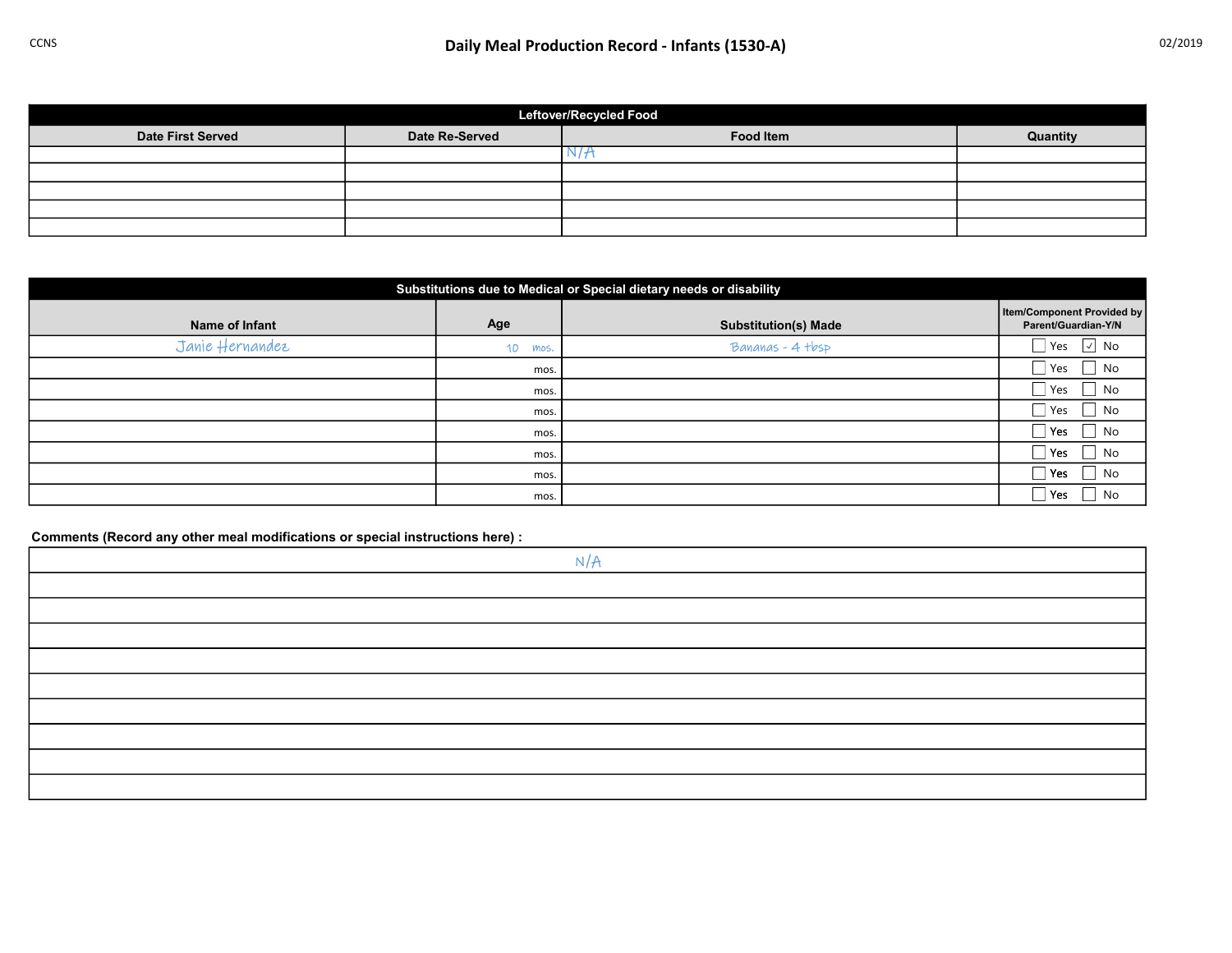# Daily Meal Production Record - Infants (1530-A)

| Leftover/Recycled Food | | | |
|---|---|---|---|
| **Date First Served** | **Date Re-Served** | **Food Item** | **Quantity** |
| | | N/A | |
| | | | |
| | | | |
| | | | |
| | | | |

| Substitutions due to Medical or Special dietary needs or disability | | | |
|---|---|---|---|
| **Name of Infant** | **Age** | **Substitution(s) Made** | **Item/Component Provided by Parent/Guardian-Y/N** |
| Janie Hernandez | 10 mos. | Bananas - 4 tbsp | ☐ Yes ☑ No |
| | mos. | | ☐ Yes ☐ No |
| | mos. | | ☐ Yes ☐ No |
| | mos. | | ☐ Yes ☐ No |
| | mos. | | ☐ Yes ☐ No |
| | mos. | | ☐ Yes ☐ No |
| | mos. | | ☐ Yes ☐ No |
| | mos. | | ☐ Yes ☐ No |

**Comments (Record any other meal modifications or special instructions here) :**

N/A